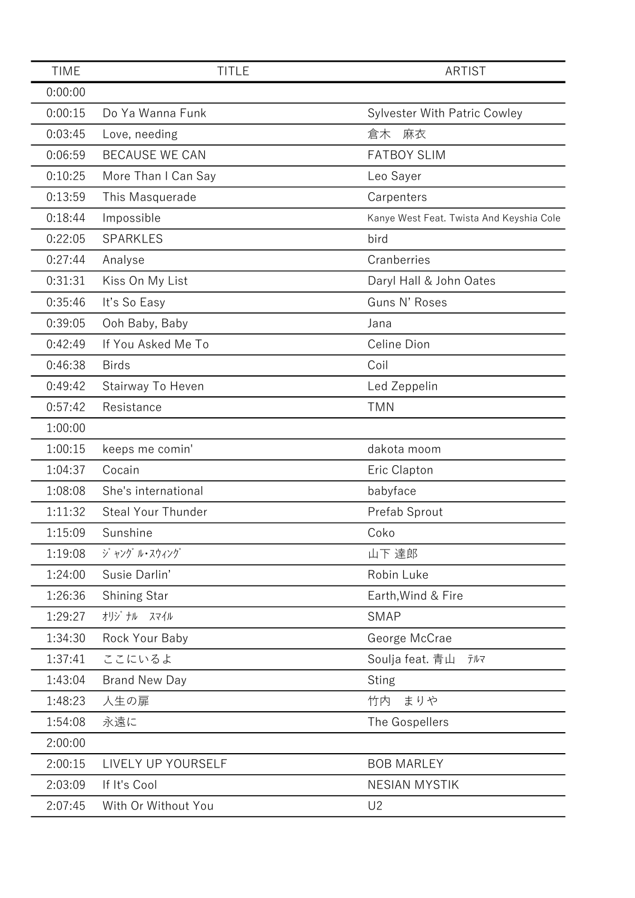| TIME | TITLE | ARTIST |
|---|---|---|
| 0:00:00 | | |
| 0:00:15 | Do Ya Wanna Funk | Sylvester With Patric Cowley |
| 0:03:45 | Love, needing | 倉木　麻衣 |
| 0:06:59 | BECAUSE WE CAN | FATBOY SLIM |
| 0:10:25 | More Than I Can Say | Leo Sayer |
| 0:13:59 | This Masquerade | Carpenters |
| 0:18:44 | Impossible | Kanye West Feat. Twista And Keyshia Cole |
| 0:22:05 | SPARKLES | bird |
| 0:27:44 | Analyse | Cranberries |
| 0:31:31 | Kiss On My List | Daryl Hall & John Oates |
| 0:35:46 | It's So Easy | Guns N' Roses |
| 0:39:05 | Ooh Baby, Baby | Jana |
| 0:42:49 | If You Asked Me To | Celine Dion |
| 0:46:38 | Birds | Coil |
| 0:49:42 | Stairway To Heven | Led Zeppelin |
| 0:57:42 | Resistance | TMN |
| 1:00:00 | | |
| 1:00:15 | keeps me comin' | dakota moom |
| 1:04:37 | Cocain | Eric Clapton |
| 1:08:08 | She's international | babyface |
| 1:11:32 | Steal Your Thunder | Prefab Sprout |
| 1:15:09 | Sunshine | Coko |
| 1:19:08 | ｼﾞｬﾝｸﾞﾙ･ｽｳｨﾝｸﾞ | 山下 達郎 |
| 1:24:00 | Susie Darlin' | Robin Luke |
| 1:26:36 | Shining Star | Earth,Wind & Fire |
| 1:29:27 | ｵﾘｼﾞﾅﾙ　ｽﾏｲﾙ | SMAP |
| 1:34:30 | Rock Your Baby | George McCrae |
| 1:37:41 | ここにいるよ | Soulja feat. 青山　ﾃﾙﾏ |
| 1:43:04 | Brand New Day | Sting |
| 1:48:23 | 人生の扉 | 竹内　まりや |
| 1:54:08 | 永遠に | The Gospellers |
| 2:00:00 | | |
| 2:00:15 | LIVELY UP YOURSELF | BOB MARLEY |
| 2:03:09 | If It's Cool | NESIAN MYSTIK |
| 2:07:45 | With Or Without You | U2 |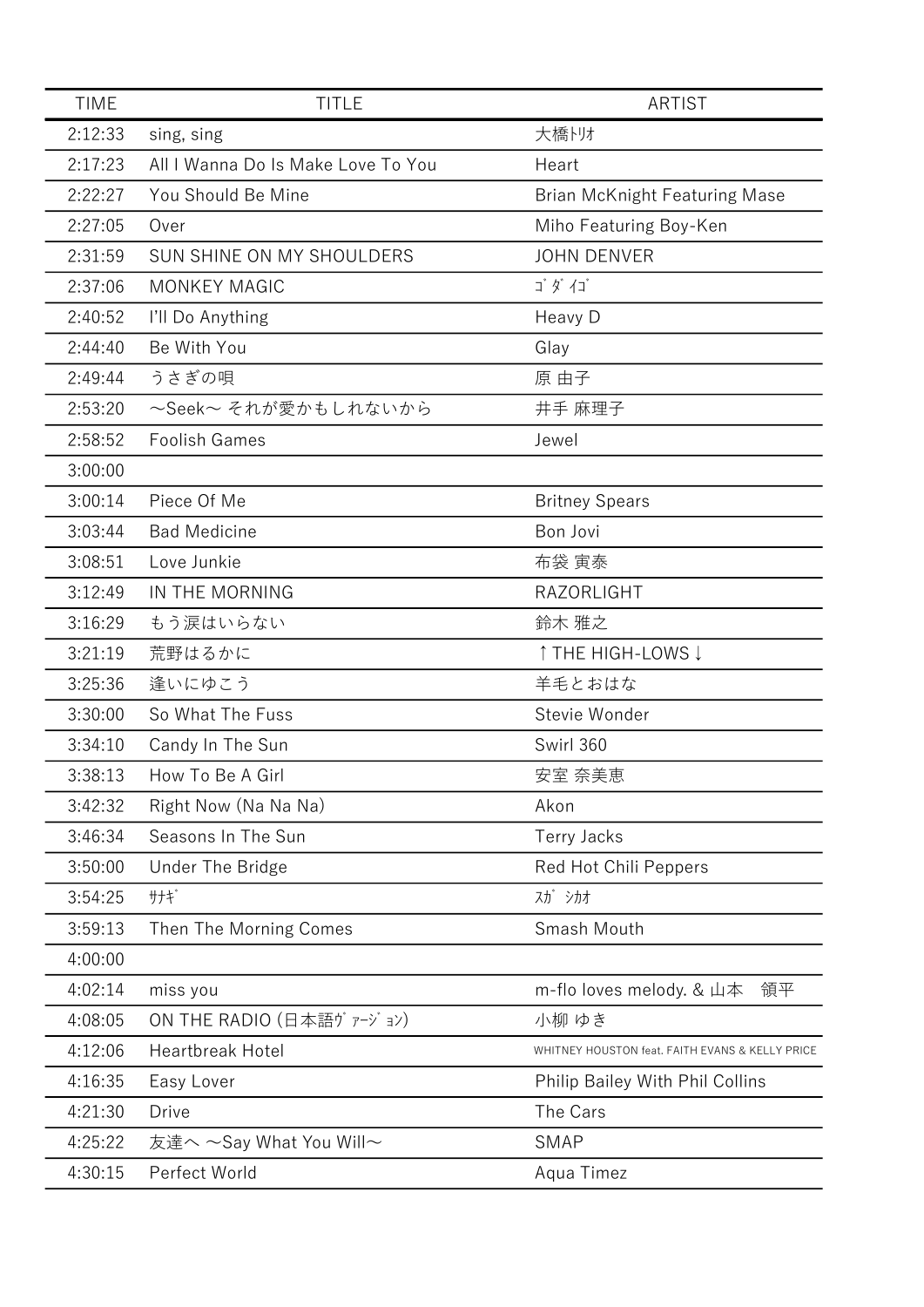| TIME | TITLE | ARTIST |
| --- | --- | --- |
| 2:12:33 | sing, sing | 大橋ﾄﾘｵ |
| 2:17:23 | All I Wanna Do Is Make Love To You | Heart |
| 2:22:27 | You Should Be Mine | Brian McKnight Featuring Mase |
| 2:27:05 | Over | Miho Featuring Boy-Ken |
| 2:31:59 | SUN SHINE ON MY SHOULDERS | JOHN DENVER |
| 2:37:06 | MONKEY MAGIC | ｺﾞﾀﾞｲｺﾞ |
| 2:40:52 | I'll Do Anything | Heavy D |
| 2:44:40 | Be With You | Glay |
| 2:49:44 | うさぎの唄 | 原 由子 |
| 2:53:20 | ～Seek～ それが愛かもしれないから | 井手 麻理子 |
| 2:58:52 | Foolish Games | Jewel |
| 3:00:00 | | |
| 3:00:14 | Piece Of Me | Britney Spears |
| 3:03:44 | Bad Medicine | Bon Jovi |
| 3:08:51 | Love Junkie | 布袋 寅泰 |
| 3:12:49 | IN THE MORNING | RAZORLIGHT |
| 3:16:29 | もう涙はいらない | 鈴木 雅之 |
| 3:21:19 | 荒野はるかに | ↑THE HIGH-LOWS↓ |
| 3:25:36 | 逢いにゆこう | 羊毛とおはな |
| 3:30:00 | So What The Fuss | Stevie Wonder |
| 3:34:10 | Candy In The Sun | Swirl 360 |
| 3:38:13 | How To Be A Girl | 安室 奈美恵 |
| 3:42:32 | Right Now (Na Na Na) | Akon |
| 3:46:34 | Seasons In The Sun | Terry Jacks |
| 3:50:00 | Under The Bridge | Red Hot Chili Peppers |
| 3:54:25 | ｻﾅｷﾞ | ｽｶﾞ ｼｶｵ |
| 3:59:13 | Then The Morning Comes | Smash Mouth |
| 4:00:00 | | |
| 4:02:14 | miss you | m-flo loves melody. & 山本　領平 |
| 4:08:05 | ON THE RADIO (日本語ｳﾞｧｰｼﾞｮﾝ) | 小柳 ゆき |
| 4:12:06 | Heartbreak Hotel | WHITNEY HOUSTON feat. FAITH EVANS & KELLY PRICE |
| 4:16:35 | Easy Lover | Philip Bailey With Phil Collins |
| 4:21:30 | Drive | The Cars |
| 4:25:22 | 友達へ ～Say What You Will～ | SMAP |
| 4:30:15 | Perfect World | Aqua Timez |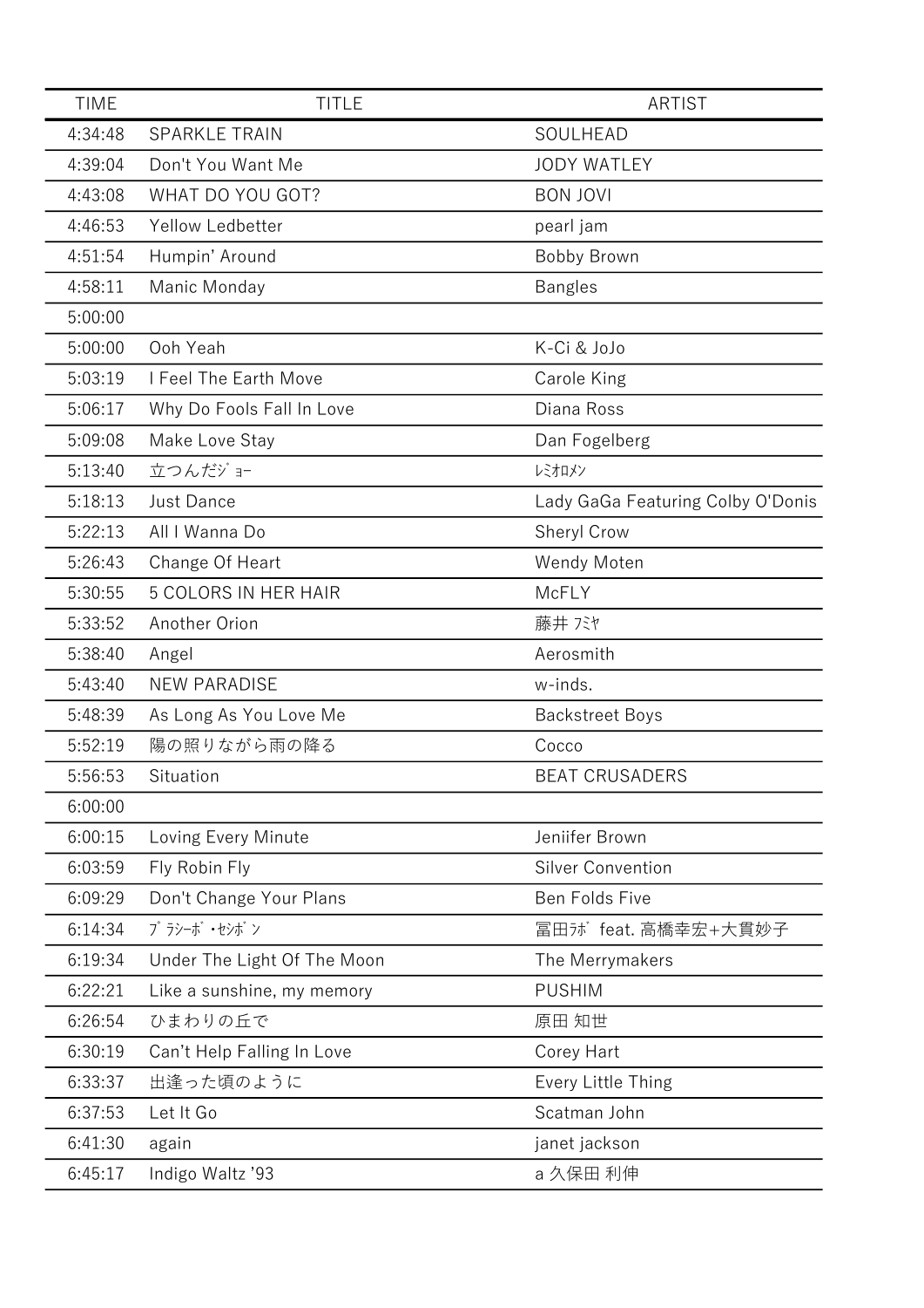| TIME | TITLE | ARTIST |
|---|---|---|
| 4:34:48 | SPARKLE TRAIN | SOULHEAD |
| 4:39:04 | Don't You Want Me | JODY WATLEY |
| 4:43:08 | WHAT DO YOU GOT? | BON JOVI |
| 4:46:53 | Yellow Ledbetter | pearl jam |
| 4:51:54 | Humpin' Around | Bobby Brown |
| 4:58:11 | Manic Monday | Bangles |
| 5:00:00 | | |
| 5:00:00 | Ooh Yeah | K-Ci & JoJo |
| 5:03:19 | I Feel The Earth Move | Carole King |
| 5:06:17 | Why Do Fools Fall In Love | Diana Ross |
| 5:09:08 | Make Love Stay | Dan Fogelberg |
| 5:13:40 | 立つんだｼﾞｮｰ | ﾚﾐｵﾛﾒﾝ |
| 5:18:13 | Just Dance | Lady GaGa Featuring Colby O'Donis |
| 5:22:13 | All I Wanna Do | Sheryl Crow |
| 5:26:43 | Change Of Heart | Wendy Moten |
| 5:30:55 | 5 COLORS IN HER HAIR | McFLY |
| 5:33:52 | Another Orion | 藤井 ﾌﾐﾔ |
| 5:38:40 | Angel | Aerosmith |
| 5:43:40 | NEW PARADISE | w-inds. |
| 5:48:39 | As Long As You Love Me | Backstreet Boys |
| 5:52:19 | 陽の照りながら雨の降る | Cocco |
| 5:56:53 | Situation | BEAT CRUSADERS |
| 6:00:00 | | |
| 6:00:15 | Loving Every Minute | Jeniifer Brown |
| 6:03:59 | Fly Robin Fly | Silver Convention |
| 6:09:29 | Don't Change Your Plans | Ben Folds Five |
| 6:14:34 | ﾌﾟﾗｼｰﾎﾞ･ｾｼﾎﾞﾝ | 冨田ﾗﾎﾞ feat. 高橋幸宏+大貫妙子 |
| 6:19:34 | Under The Light Of The Moon | The Merrymakers |
| 6:22:21 | Like a sunshine, my memory | PUSHIM |
| 6:26:54 | ひまわりの丘で | 原田 知世 |
| 6:30:19 | Can't Help Falling In Love | Corey Hart |
| 6:33:37 | 出逢った頃のように | Every Little Thing |
| 6:37:53 | Let It Go | Scatman John |
| 6:41:30 | again | janet jackson |
| 6:45:17 | Indigo Waltz '93 | a 久保田 利伸 |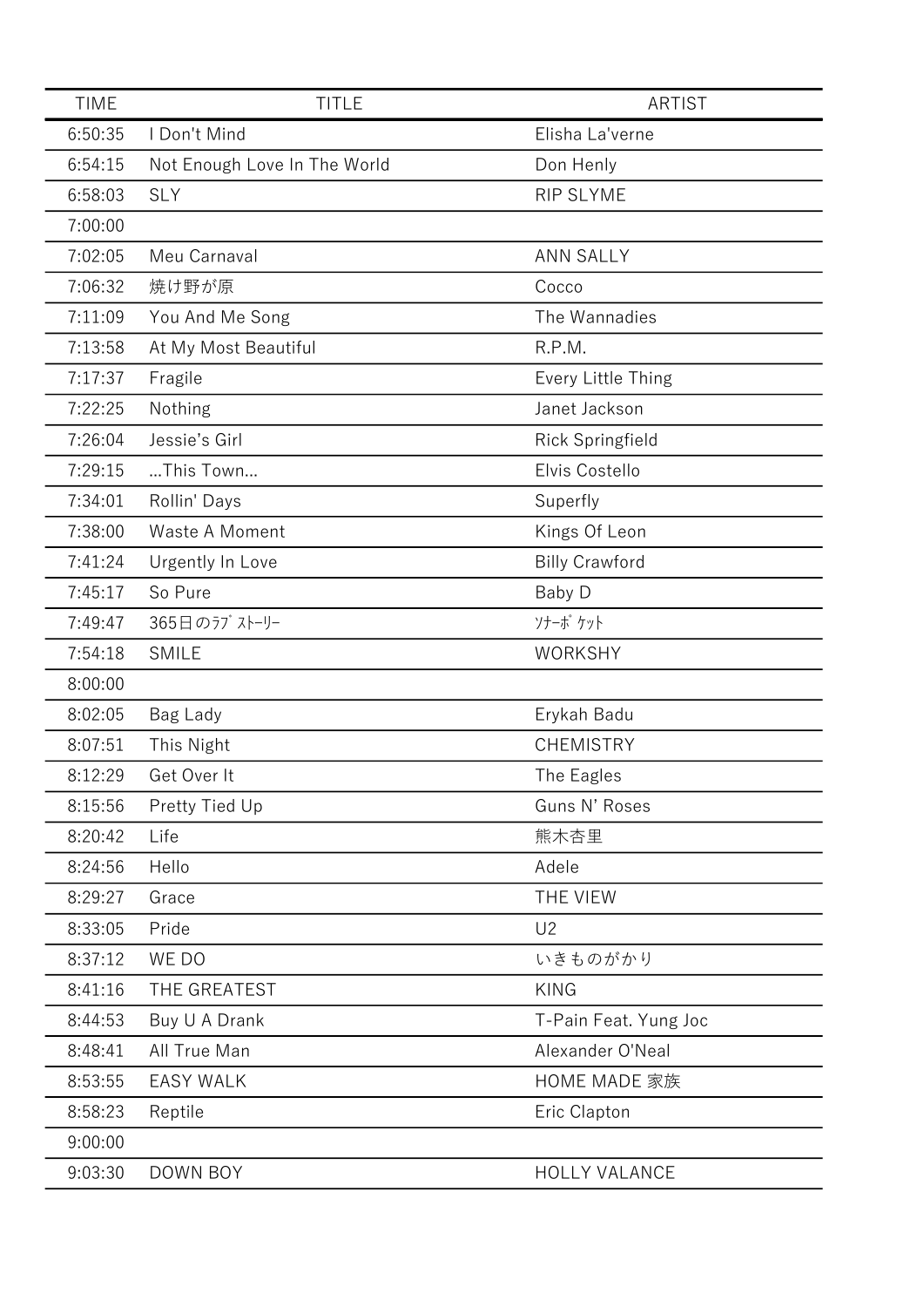| TIME | TITLE | ARTIST |
| --- | --- | --- |
| 6:50:35 | I Don't Mind | Elisha La'verne |
| 6:54:15 | Not Enough Love In The World | Don Henly |
| 6:58:03 | SLY | RIP SLYME |
| 7:00:00 | | |
| 7:02:05 | Meu Carnaval | ANN SALLY |
| 7:06:32 | 焼け野が原 | Cocco |
| 7:11:09 | You And Me Song | The Wannadies |
| 7:13:58 | At My Most Beautiful | R.P.M. |
| 7:17:37 | Fragile | Every Little Thing |
| 7:22:25 | Nothing | Janet Jackson |
| 7:26:04 | Jessie's Girl | Rick Springfield |
| 7:29:15 | ...This Town... | Elvis Costello |
| 7:34:01 | Rollin' Days | Superfly |
| 7:38:00 | Waste A Moment | Kings Of Leon |
| 7:41:24 | Urgently In Love | Billy Crawford |
| 7:45:17 | So Pure | Baby D |
| 7:49:47 | 365日のﾗﾌﾞｽﾄｰﾘｰ | ｿﾅｰﾎﾟｹｯﾄ |
| 7:54:18 | SMILE | WORKSHY |
| 8:00:00 | | |
| 8:02:05 | Bag Lady | Erykah Badu |
| 8:07:51 | This Night | CHEMISTRY |
| 8:12:29 | Get Over It | The Eagles |
| 8:15:56 | Pretty Tied Up | Guns N' Roses |
| 8:20:42 | Life | 熊木杏里 |
| 8:24:56 | Hello | Adele |
| 8:29:27 | Grace | THE VIEW |
| 8:33:05 | Pride | U2 |
| 8:37:12 | WE DO | いきものがかり |
| 8:41:16 | THE GREATEST | KING |
| 8:44:53 | Buy U A Drank | T-Pain Feat. Yung Joc |
| 8:48:41 | All True Man | Alexander O'Neal |
| 8:53:55 | EASY WALK | HOME MADE 家族 |
| 8:58:23 | Reptile | Eric Clapton |
| 9:00:00 | | |
| 9:03:30 | DOWN BOY | HOLLY VALANCE |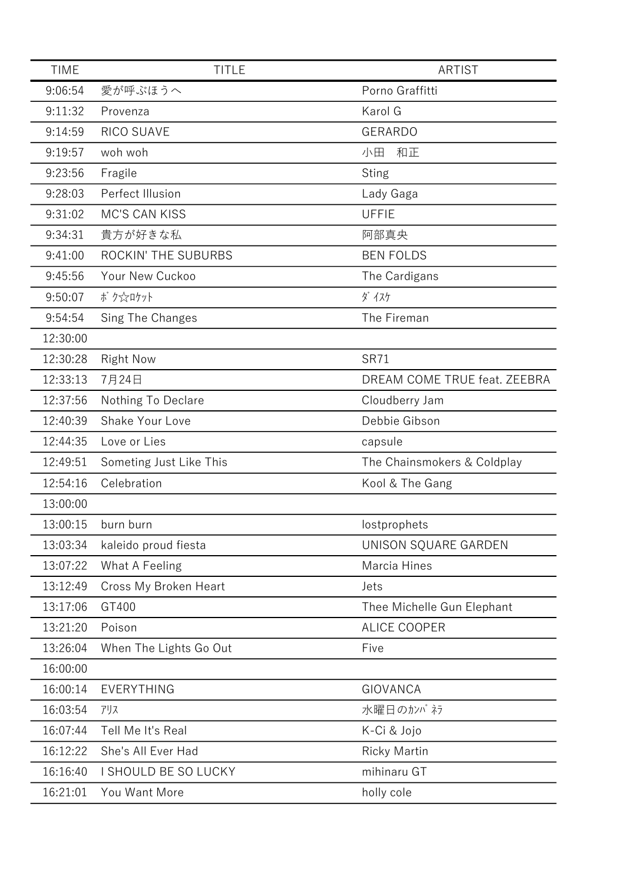| TIME | TITLE | ARTIST |
|---|---|---|
| 9:06:54 | 愛が呼ぶほうへ | Porno Graffitti |
| 9:11:32 | Provenza | Karol G |
| 9:14:59 | RICO SUAVE | GERARDO |
| 9:19:57 | woh woh | 小田　和正 |
| 9:23:56 | Fragile | Sting |
| 9:28:03 | Perfect Illusion | Lady Gaga |
| 9:31:02 | MC'S CAN KISS | UFFIE |
| 9:34:31 | 貴方が好きな私 | 阿部真央 |
| 9:41:00 | ROCKIN' THE SUBURBS | BEN FOLDS |
| 9:45:56 | Your New Cuckoo | The Cardigans |
| 9:50:07 | ﾎﾞｸ☆ﾛｹｯﾄ | ﾀﾞｲｽｹ |
| 9:54:54 | Sing The Changes | The Fireman |
| 12:30:00 | | |
| 12:30:28 | Right Now | SR71 |
| 12:33:13 | 7月24日 | DREAM COME TRUE feat. ZEEBRA |
| 12:37:56 | Nothing To Declare | Cloudberry Jam |
| 12:40:39 | Shake Your Love | Debbie Gibson |
| 12:44:35 | Love or Lies | capsule |
| 12:49:51 | Someting Just Like This | The Chainsmokers & Coldplay |
| 12:54:16 | Celebration | Kool & The Gang |
| 13:00:00 | | |
| 13:00:15 | burn burn | lostprophets |
| 13:03:34 | kaleido proud fiesta | UNISON SQUARE GARDEN |
| 13:07:22 | What A Feeling | Marcia Hines |
| 13:12:49 | Cross My Broken Heart | Jets |
| 13:17:06 | GT400 | Thee Michelle Gun Elephant |
| 13:21:20 | Poison | ALICE COOPER |
| 13:26:04 | When The Lights Go Out | Five |
| 16:00:00 | | |
| 16:00:14 | EVERYTHING | GIOVANCA |
| 16:03:54 | ｱﾘｽ | 水曜日のｶﾝﾊﾟﾈﾗ |
| 16:07:44 | Tell Me It's Real | K-Ci & Jojo |
| 16:12:22 | She's All Ever Had | Ricky Martin |
| 16:16:40 | I SHOULD BE SO LUCKY | mihinaru GT |
| 16:21:01 | You Want More | holly cole |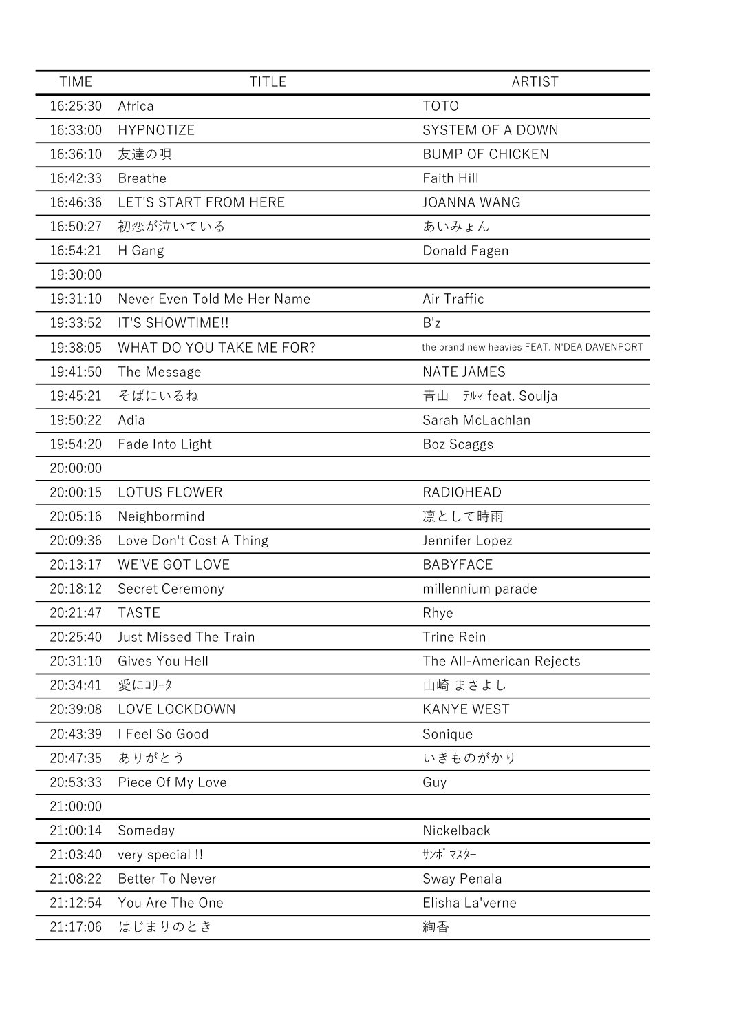| TIME | TITLE | ARTIST |
|---|---|---|
| 16:25:30 | Africa | TOTO |
| 16:33:00 | HYPNOTIZE | SYSTEM OF A DOWN |
| 16:36:10 | 友達の唄 | BUMP OF CHICKEN |
| 16:42:33 | Breathe | Faith Hill |
| 16:46:36 | LET'S START FROM HERE | JOANNA WANG |
| 16:50:27 | 初恋が泣いている | あいみょん |
| 16:54:21 | H Gang | Donald Fagen |
| 19:30:00 | | |
| 19:31:10 | Never Even Told Me Her Name | Air Traffic |
| 19:33:52 | IT'S SHOWTIME!! | B'z |
| 19:38:05 | WHAT DO YOU TAKE ME FOR? | the brand new heavies FEAT. N'DEA DAVENPORT |
| 19:41:50 | The Message | NATE JAMES |
| 19:45:21 | そばにいるね | 青山　ﾃﾙﾏ feat. Soulja |
| 19:50:22 | Adia | Sarah McLachlan |
| 19:54:20 | Fade Into Light | Boz Scaggs |
| 20:00:00 | | |
| 20:00:15 | LOTUS FLOWER | RADIOHEAD |
| 20:05:16 | Neighbormind | 凛として時雨 |
| 20:09:36 | Love Don't Cost A Thing | Jennifer Lopez |
| 20:13:17 | WE'VE GOT LOVE | BABYFACE |
| 20:18:12 | Secret Ceremony | millennium parade |
| 20:21:47 | TASTE | Rhye |
| 20:25:40 | Just Missed The Train | Trine Rein |
| 20:31:10 | Gives You Hell | The All-American Rejects |
| 20:34:41 | 愛にｺﾘｰﾀ | 山崎 まさよし |
| 20:39:08 | LOVE LOCKDOWN | KANYE WEST |
| 20:43:39 | I Feel So Good | Sonique |
| 20:47:35 | ありがとう | いきものがかり |
| 20:53:33 | Piece Of My Love | Guy |
| 21:00:00 | | |
| 21:00:14 | Someday | Nickelback |
| 21:03:40 | very special !! | ｻﾝﾎﾞ ﾏｽﾀｰ |
| 21:08:22 | Better To Never | Sway Penala |
| 21:12:54 | You Are The One | Elisha La'verne |
| 21:17:06 | はじまりのとき | 絢香 |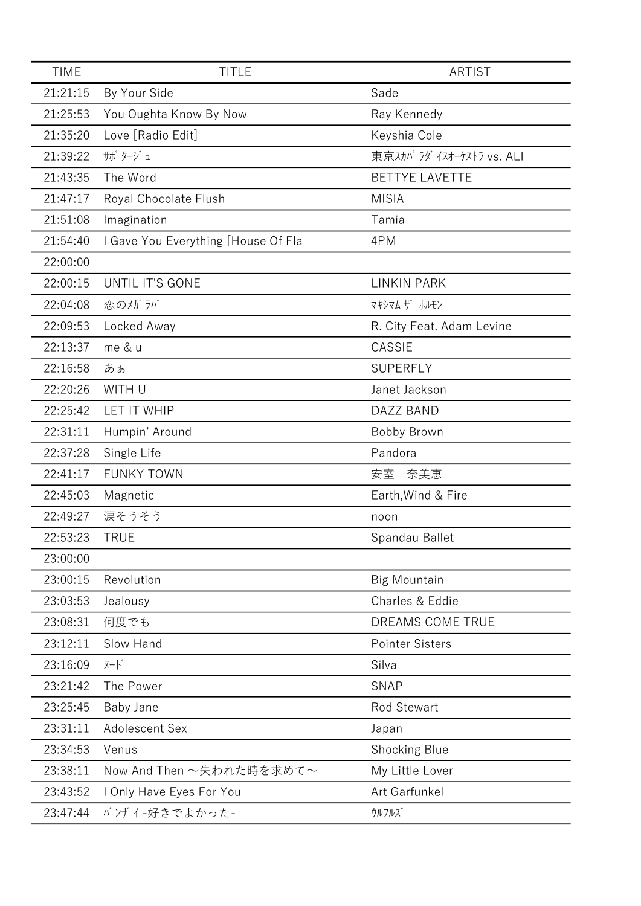| TIME | TITLE | ARTIST |
|---|---|---|
| 21:21:15 | By Your Side | Sade |
| 21:25:53 | You Oughta Know By Now | Ray Kennedy |
| 21:35:20 | Love [Radio Edit] | Keyshia Cole |
| 21:39:22 | ｻﾎﾞﾀｰｼﾞｭ | 東京ｽｶﾊﾟﾗﾀﾞｲｽｵｰｹｽﾄﾗ vs. ALI |
| 21:43:35 | The Word | BETTYE LAVETTE |
| 21:47:17 | Royal Chocolate Flush | MISIA |
| 21:51:08 | Imagination | Tamia |
| 21:54:40 | I Gave You Everything [House Of Fla | 4PM |
| 22:00:00 | | |
| 22:00:15 | UNTIL IT'S GONE | LINKIN PARK |
| 22:04:08 | 恋のﾒｶﾞﾗﾊﾞ | ﾏｷｼﾏﾑ ｻﾞ ﾎﾙﾓﾝ |
| 22:09:53 | Locked Away | R. City Feat. Adam Levine |
| 22:13:37 | me & u | CASSIE |
| 22:16:58 | あぁ | SUPERFLY |
| 22:20:26 | WITH U | Janet Jackson |
| 22:25:42 | LET IT WHIP | DAZZ BAND |
| 22:31:11 | Humpin' Around | Bobby Brown |
| 22:37:28 | Single Life | Pandora |
| 22:41:17 | FUNKY TOWN | 安室　奈美恵 |
| 22:45:03 | Magnetic | Earth,Wind & Fire |
| 22:49:27 | 涙そうそう | noon |
| 22:53:23 | TRUE | Spandau Ballet |
| 23:00:00 | | |
| 23:00:15 | Revolution | Big Mountain |
| 23:03:53 | Jealousy | Charles & Eddie |
| 23:08:31 | 何度でも | DREAMS COME TRUE |
| 23:12:11 | Slow Hand | Pointer Sisters |
| 23:16:09 | ﾇｰﾄﾞ | Silva |
| 23:21:42 | The Power | SNAP |
| 23:25:45 | Baby Jane | Rod Stewart |
| 23:31:11 | Adolescent Sex | Japan |
| 23:34:53 | Venus | Shocking Blue |
| 23:38:11 | Now And Then ～失われた時を求めて～ | My Little Lover |
| 23:43:52 | I Only Have Eyes For You | Art Garfunkel |
| 23:47:44 | ﾊﾞﾝｻﾞｲ-好きでよかった- | ｳﾙﾌﾙｽﾞ |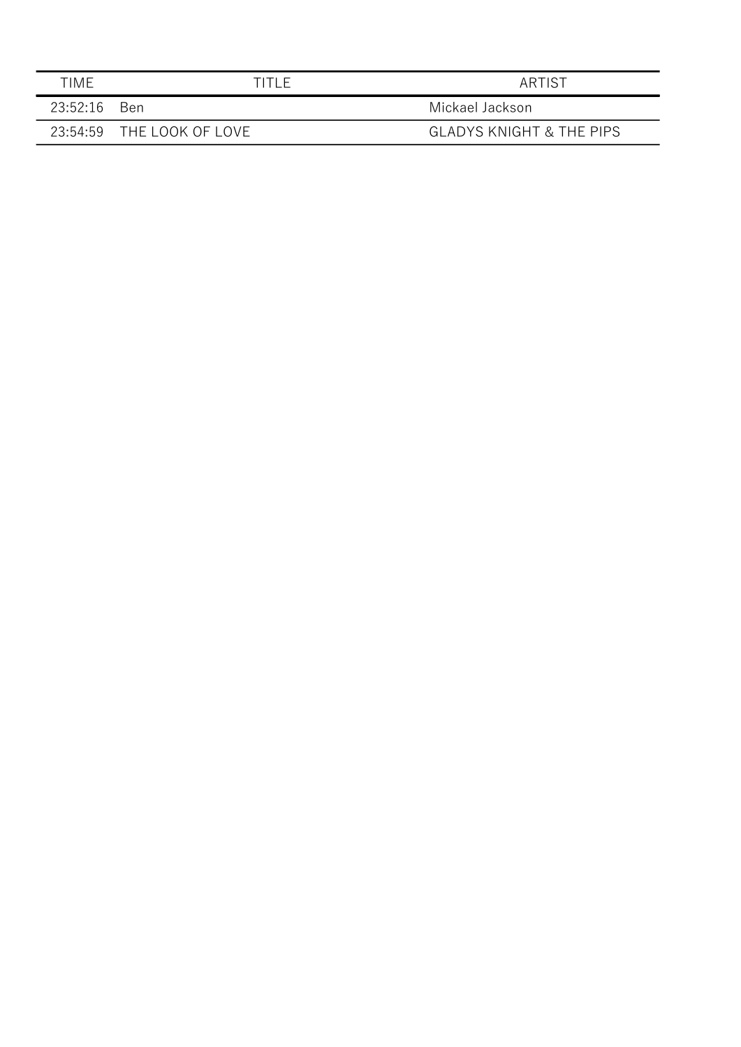| TIME | TITLE | ARTIST |
|---|---|---|
| 23:52:16 | Ben | Mickael Jackson |
| 23:54:59 | THE LOOK OF LOVE | GLADYS KNIGHT & THE PIPS |